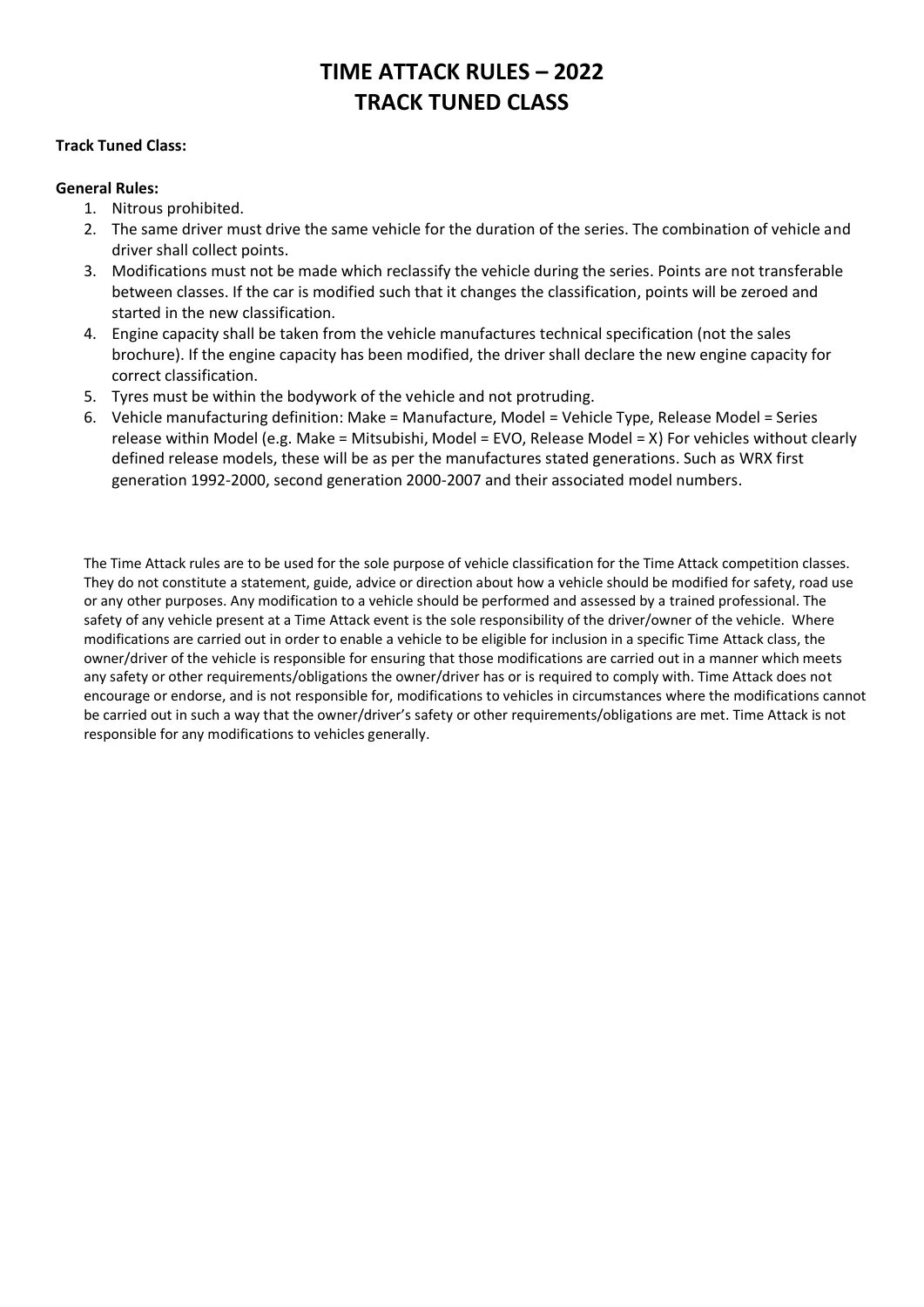# TIME ATTACK RULES – 2022
# TRACK TUNED CLASS

**Track Tuned Class:**

**General Rules:**

1. Nitrous prohibited.
2. The same driver must drive the same vehicle for the duration of the series. The combination of vehicle and driver shall collect points.
3. Modifications must not be made which reclassify the vehicle during the series. Points are not transferable between classes. If the car is modified such that it changes the classification, points will be zeroed and started in the new classification.
4. Engine capacity shall be taken from the vehicle manufactures technical specification (not the sales brochure). If the engine capacity has been modified, the driver shall declare the new engine capacity for correct classification.
5. Tyres must be within the bodywork of the vehicle and not protruding.
6. Vehicle manufacturing definition: Make = Manufacture, Model = Vehicle Type, Release Model = Series release within Model (e.g. Make = Mitsubishi, Model = EVO, Release Model = X) For vehicles without clearly defined release models, these will be as per the manufactures stated generations. Such as WRX first generation 1992-2000, second generation 2000-2007 and their associated model numbers.

The Time Attack rules are to be used for the sole purpose of vehicle classification for the Time Attack competition classes. They do not constitute a statement, guide, advice or direction about how a vehicle should be modified for safety, road use or any other purposes. Any modification to a vehicle should be performed and assessed by a trained professional. The safety of any vehicle present at a Time Attack event is the sole responsibility of the driver/owner of the vehicle. Where modifications are carried out in order to enable a vehicle to be eligible for inclusion in a specific Time Attack class, the owner/driver of the vehicle is responsible for ensuring that those modifications are carried out in a manner which meets any safety or other requirements/obligations the owner/driver has or is required to comply with. Time Attack does not encourage or endorse, and is not responsible for, modifications to vehicles in circumstances where the modifications cannot be carried out in such a way that the owner/driver's safety or other requirements/obligations are met. Time Attack is not responsible for any modifications to vehicles generally.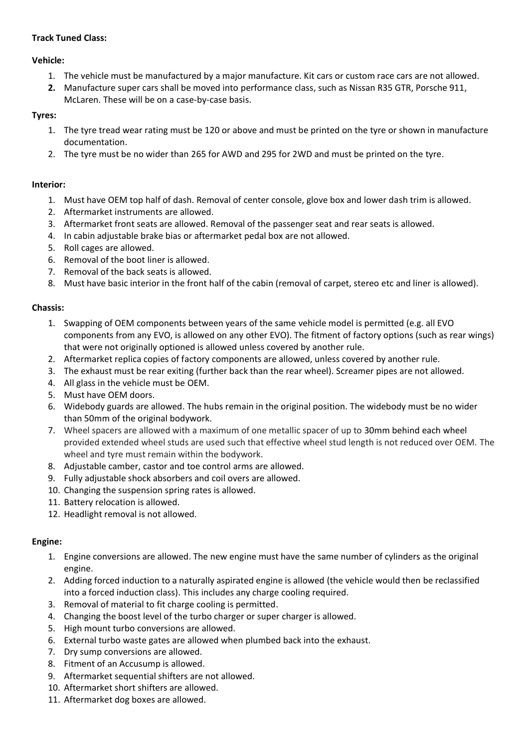**Track Tuned Class:**

**Vehicle:**

1. The vehicle must be manufactured by a major manufacture. Kit cars or custom race cars are not allowed.
2. Manufacture super cars shall be moved into performance class, such as Nissan R35 GTR, Porsche 911, McLaren. These will be on a case-by-case basis.

**Tyres:**

1. The tyre tread wear rating must be 120 or above and must be printed on the tyre or shown in manufacture documentation.
2. The tyre must be no wider than 265 for AWD and 295 for 2WD and must be printed on the tyre.

**Interior:**

1. Must have OEM top half of dash. Removal of center console, glove box and lower dash trim is allowed.
2. Aftermarket instruments are allowed.
3. Aftermarket front seats are allowed. Removal of the passenger seat and rear seats is allowed.
4. In cabin adjustable brake bias or aftermarket pedal box are not allowed.
5. Roll cages are allowed.
6. Removal of the boot liner is allowed.
7. Removal of the back seats is allowed.
8. Must have basic interior in the front half of the cabin (removal of carpet, stereo etc and liner is allowed).

**Chassis:**

1. Swapping of OEM components between years of the same vehicle model is permitted (e.g. all EVO components from any EVO, is allowed on any other EVO). The fitment of factory options (such as rear wings) that were not originally optioned is allowed unless covered by another rule.
2. Aftermarket replica copies of factory components are allowed, unless covered by another rule.
3. The exhaust must be rear exiting (further back than the rear wheel). Screamer pipes are not allowed.
4. All glass in the vehicle must be OEM.
5. Must have OEM doors.
6. Widebody guards are allowed. The hubs remain in the original position. The widebody must be no wider than 50mm of the original bodywork.
7. Wheel spacers are allowed with a maximum of one metallic spacer of up to 30mm behind each wheel provided extended wheel studs are used such that effective wheel stud length is not reduced over OEM. The wheel and tyre must remain within the bodywork.
8. Adjustable camber, castor and toe control arms are allowed.
9. Fully adjustable shock absorbers and coil overs are allowed.
10. Changing the suspension spring rates is allowed.
11. Battery relocation is allowed.
12. Headlight removal is not allowed.

**Engine:**

1. Engine conversions are allowed. The new engine must have the same number of cylinders as the original engine.
2. Adding forced induction to a naturally aspirated engine is allowed (the vehicle would then be reclassified into a forced induction class). This includes any charge cooling required.
3. Removal of material to fit charge cooling is permitted.
4. Changing the boost level of the turbo charger or super charger is allowed.
5. High mount turbo conversions are allowed.
6. External turbo waste gates are allowed when plumbed back into the exhaust.
7. Dry sump conversions are allowed.
8. Fitment of an Accusump is allowed.
9. Aftermarket sequential shifters are not allowed.
10. Aftermarket short shifters are allowed.
11. Aftermarket dog boxes are allowed.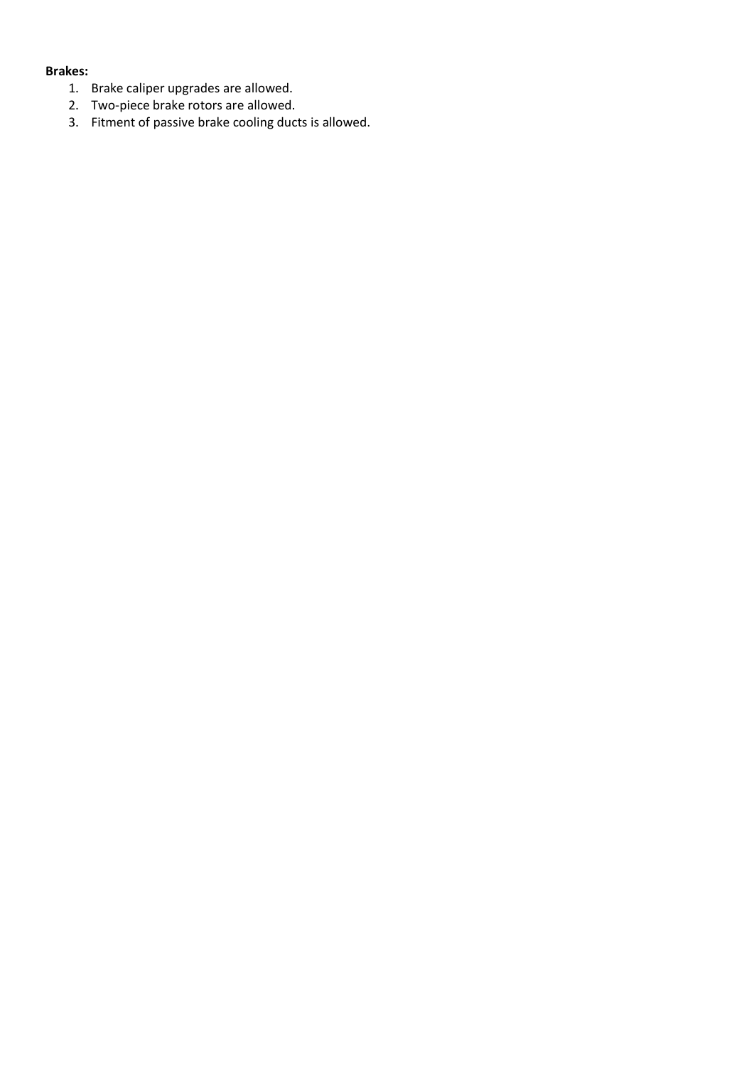**Brakes:**

1. Brake caliper upgrades are allowed.
2. Two-piece brake rotors are allowed.
3. Fitment of passive brake cooling ducts is allowed.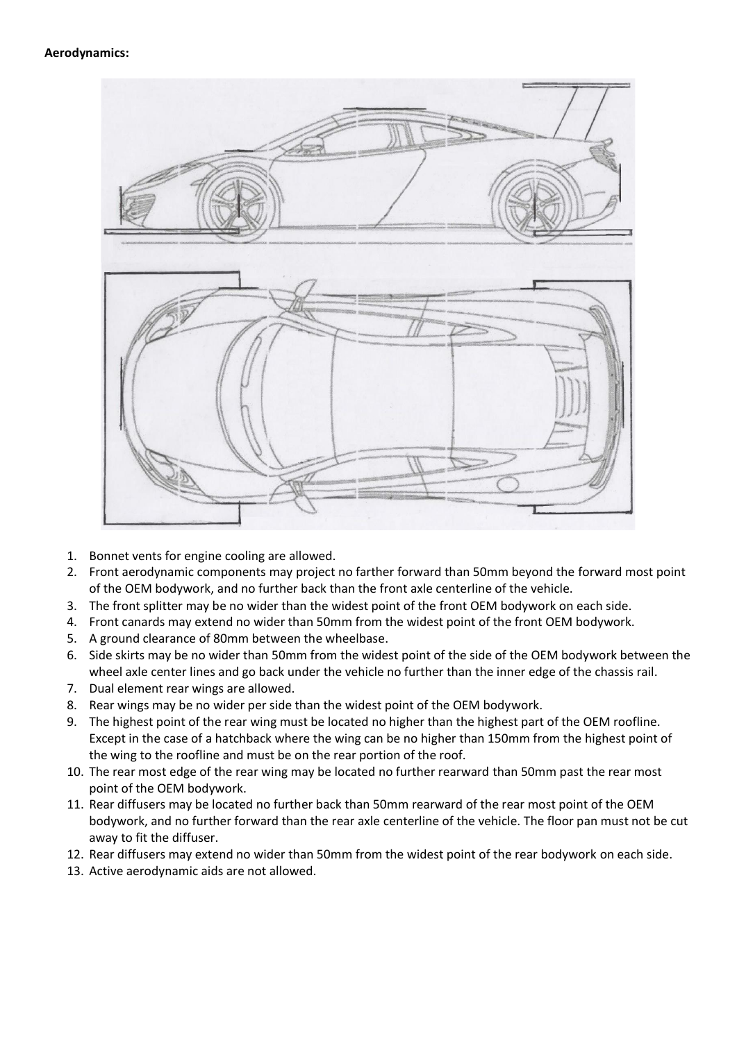**Aerodynamics:**

1. Bonnet vents for engine cooling are allowed.
2. Front aerodynamic components may project no farther forward than 50mm beyond the forward most point of the OEM bodywork, and no further back than the front axle centerline of the vehicle.
3. The front splitter may be no wider than the widest point of the front OEM bodywork on each side.
4. Front canards may extend no wider than 50mm from the widest point of the front OEM bodywork.
5. A ground clearance of 80mm between the wheelbase.
6. Side skirts may be no wider than 50mm from the widest point of the side of the OEM bodywork between the wheel axle center lines and go back under the vehicle no further than the inner edge of the chassis rail.
7. Dual element rear wings are allowed.
8. Rear wings may be no wider per side than the widest point of the OEM bodywork.
9. The highest point of the rear wing must be located no higher than the highest part of the OEM roofline. Except in the case of a hatchback where the wing can be no higher than 150mm from the highest point of the wing to the roofline and must be on the rear portion of the roof.
10. The rear most edge of the rear wing may be located no further rearward than 50mm past the rear most point of the OEM bodywork.
11. Rear diffusers may be located no further back than 50mm rearward of the rear most point of the OEM bodywork, and no further forward than the rear axle centerline of the vehicle. The floor pan must not be cut away to fit the diffuser.
12. Rear diffusers may extend no wider than 50mm from the widest point of the rear bodywork on each side.
13. Active aerodynamic aids are not allowed.